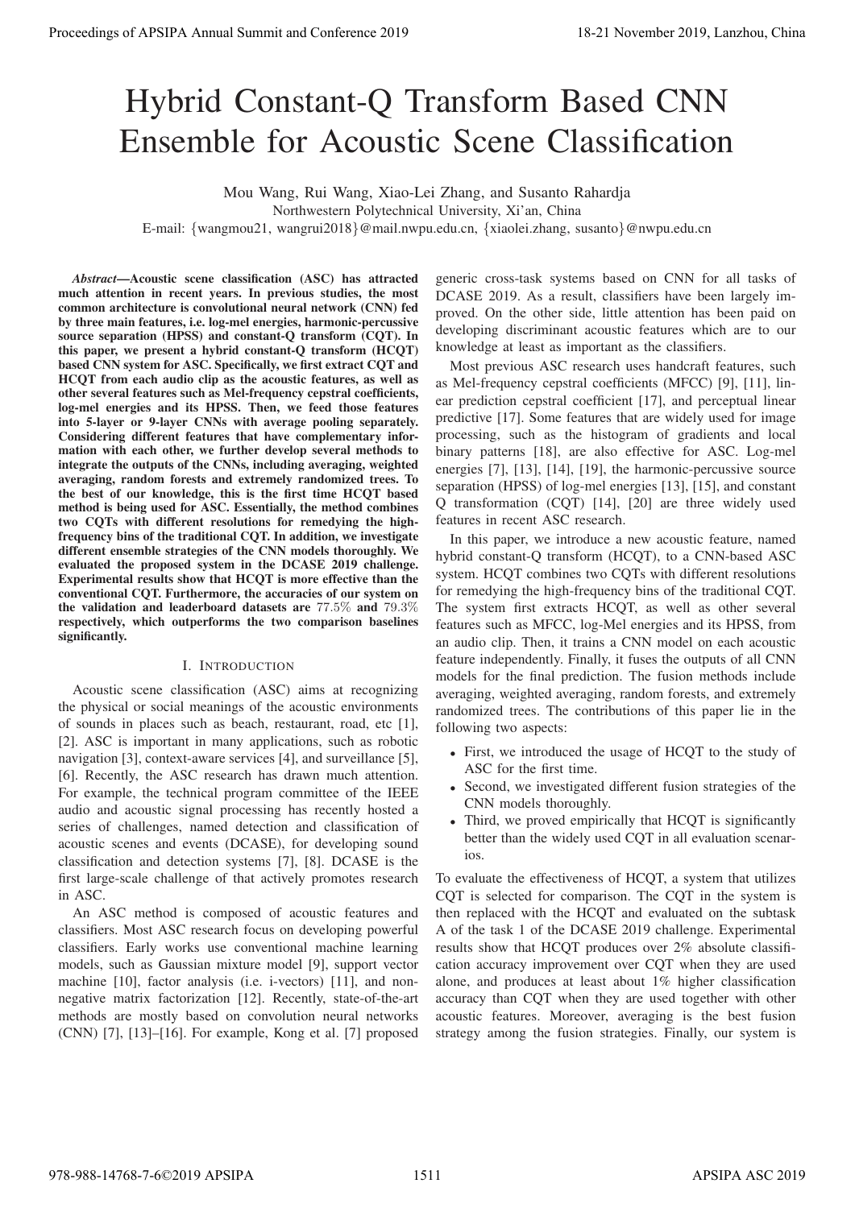# Hybrid Constant-Q Transform Based CNN Ensemble for Acoustic Scene Classification

Mou Wang, Rui Wang, Xiao-Lei Zhang, and Susanto Rahardja

Northwestern Polytechnical University, Xi'an, China

E-mail: {wangmou21, wangrui2018}@mail.nwpu.edu.cn, {xiaolei.zhang, susanto}@nwpu.edu.cn

***Abstract*—Acoustic scene classification (ASC) has attracted much attention in recent years. In previous studies, the most common architecture is convolutional neural network (CNN) fed by three main features, i.e. log-mel energies, harmonic-percussive source separation (HPSS) and constant-Q transform (CQT). In this paper, we present a hybrid constant-Q transform (HCQT) based CNN system for ASC. Specifically, we first extract CQT and HCQT from each audio clip as the acoustic features, as well as other several features such as Mel-frequency cepstral coefficients, log-mel energies and its HPSS. Then, we feed those features into 5-layer or 9-layer CNNs with average pooling separately. Considering different features that have complementary information with each other, we further develop several methods to integrate the outputs of the CNNs, including averaging, weighted averaging, random forests and extremely randomized trees. To the best of our knowledge, this is the first time HCQT based method is being used for ASC. Essentially, the method combines two CQTs with different resolutions for remedying the high-frequency bins of the traditional CQT. In addition, we investigate different ensemble strategies of the CNN models thoroughly. We evaluated the proposed system in the DCASE 2019 challenge. Experimental results show that HCQT is more effective than the conventional CQT. Furthermore, the accuracies of our system on the validation and leaderboard datasets are $77.5\%$ and $79.3\%$ respectively, which outperforms the two comparison baselines significantly.**

## I. Introduction

Acoustic scene classification (ASC) aims at recognizing the physical or social meanings of the acoustic environments of sounds in places such as beach, restaurant, road, etc [1], [2]. ASC is important in many applications, such as robotic navigation [3], context-aware services [4], and surveillance [5], [6]. Recently, the ASC research has drawn much attention. For example, the technical program committee of the IEEE audio and acoustic signal processing has recently hosted a series of challenges, named detection and classification of acoustic scenes and events (DCASE), for developing sound classification and detection systems [7], [8]. DCASE is the first large-scale challenge of that actively promotes research in ASC.

An ASC method is composed of acoustic features and classifiers. Most ASC research focus on developing powerful classifiers. Early works use conventional machine learning models, such as Gaussian mixture model [9], support vector machine [10], factor analysis (i.e. i-vectors) [11], and non-negative matrix factorization [12]. Recently, state-of-the-art methods are mostly based on convolution neural networks (CNN) [7], [13]–[16]. For example, Kong et al. [7] proposed generic cross-task systems based on CNN for all tasks of DCASE 2019. As a result, classifiers have been largely improved. On the other side, little attention has been paid on developing discriminant acoustic features which are to our knowledge at least as important as the classifiers.

Most previous ASC research uses handcraft features, such as Mel-frequency cepstral coefficients (MFCC) [9], [11], linear prediction cepstral coefficient [17], and perceptual linear predictive [17]. Some features that are widely used for image processing, such as the histogram of gradients and local binary patterns [18], are also effective for ASC. Log-mel energies [7], [13], [14], [19], the harmonic-percussive source separation (HPSS) of log-mel energies [13], [15], and constant Q transformation (CQT) [14], [20] are three widely used features in recent ASC research.

In this paper, we introduce a new acoustic feature, named hybrid constant-Q transform (HCQT), to a CNN-based ASC system. HCQT combines two CQTs with different resolutions for remedying the high-frequency bins of the traditional CQT. The system first extracts HCQT, as well as other several features such as MFCC, log-Mel energies and its HPSS, from an audio clip. Then, it trains a CNN model on each acoustic feature independently. Finally, it fuses the outputs of all CNN models for the final prediction. The fusion methods include averaging, weighted averaging, random forests, and extremely randomized trees. The contributions of this paper lie in the following two aspects:

- First, we introduced the usage of HCQT to the study of ASC for the first time.
- Second, we investigated different fusion strategies of the CNN models thoroughly.
- Third, we proved empirically that HCQT is significantly better than the widely used CQT in all evaluation scenarios.

To evaluate the effectiveness of HCQT, a system that utilizes CQT is selected for comparison. The CQT in the system is then replaced with the HCQT and evaluated on the subtask A of the task 1 of the DCASE 2019 challenge. Experimental results show that HCQT produces over 2% absolute classification accuracy improvement over CQT when they are used alone, and produces at least about 1% higher classification accuracy than CQT when they are used together with other acoustic features. Moreover, averaging is the best fusion strategy among the fusion strategies. Finally, our system is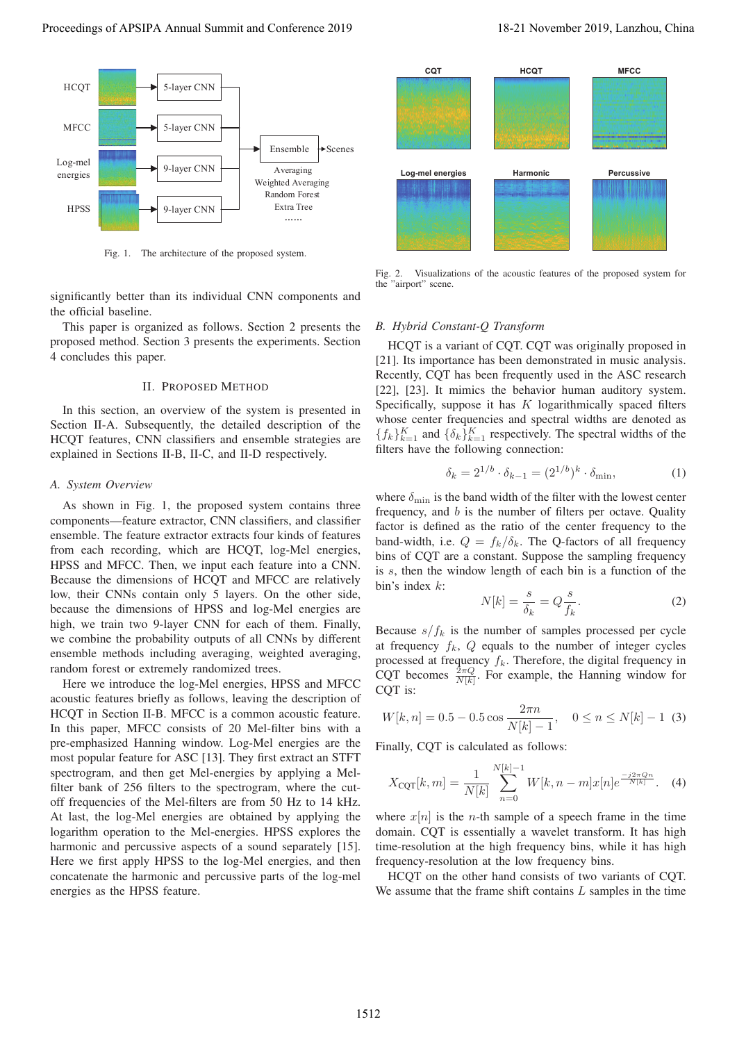Fig. 1. The architecture of the proposed system.

Fig. 2. Visualizations of the acoustic features of the proposed system for the "airport" scene.

significantly better than its individual CNN components and the official baseline.

This paper is organized as follows. Section 2 presents the proposed method. Section 3 presents the experiments. Section 4 concludes this paper.

## II. Proposed Method

In this section, an overview of the system is presented in Section II-A. Subsequently, the detailed description of the HCQT features, CNN classifiers and ensemble strategies are explained in Sections II-B, II-C, and II-D respectively.

### A. System Overview

As shown in Fig. 1, the proposed system contains three components—feature extractor, CNN classifiers, and classifier ensemble. The feature extractor extracts four kinds of features from each recording, which are HCQT, log-Mel energies, HPSS and MFCC. Then, we input each feature into a CNN. Because the dimensions of HCQT and MFCC are relatively low, their CNNs contain only 5 layers. On the other side, because the dimensions of HPSS and log-Mel energies are high, we train two 9-layer CNN for each of them. Finally, we combine the probability outputs of all CNNs by different ensemble methods including averaging, weighted averaging, random forest or extremely randomized trees.

Here we introduce the log-Mel energies, HPSS and MFCC acoustic features briefly as follows, leaving the description of HCQT in Section II-B. MFCC is a common acoustic feature. In this paper, MFCC consists of 20 Mel-filter bins with a pre-emphasized Hanning window. Log-Mel energies are the most popular feature for ASC [13]. They first extract an STFT spectrogram, and then get Mel-energies by applying a Mel-filter bank of 256 filters to the spectrogram, where the cut-off frequencies of the Mel-filters are from 50 Hz to 14 kHz. At last, the log-Mel energies are obtained by applying the logarithm operation to the Mel-energies. HPSS explores the harmonic and percussive aspects of a sound separately [15]. Here we first apply HPSS to the log-Mel energies, and then concatenate the harmonic and percussive parts of the log-mel energies as the HPSS feature.

### B. Hybrid Constant-Q Transform

HCQT is a variant of CQT. CQT was originally proposed in [21]. Its importance has been demonstrated in music analysis. Recently, CQT has been frequently used in the ASC research [22], [23]. It mimics the behavior human auditory system. Specifically, suppose it has $K$ logarithmically spaced filters whose center frequencies and spectral widths are denoted as $\{f_k\}_{k=1}^{K}$ and $\{\delta_k\}_{k=1}^{K}$ respectively. The spectral widths of the filters have the following connection:

$$\delta_k = 2^{1/b} \cdot \delta_{k-1} = (2^{1/b})^k \cdot \delta_{\min}, \tag{1}$$

where $\delta_{\min}$ is the band width of the filter with the lowest center frequency, and $b$ is the number of filters per octave. Quality factor is defined as the ratio of the center frequency to the band-width, i.e. $Q = f_k/\delta_k$. The Q-factors of all frequency bins of CQT are a constant. Suppose the sampling frequency is $s$, then the window length of each bin is a function of the bin's index $k$:

$$N[k] = \frac{s}{\delta_k} = Q\frac{s}{f_k}. \tag{2}$$

Because $s/f_k$ is the number of samples processed per cycle at frequency $f_k$, $Q$ equals to the number of integer cycles processed at frequency $f_k$. Therefore, the digital frequency in CQT becomes $\frac{2\pi Q}{N[k]}$. For example, the Hanning window for CQT is:

$$W[k,n] = 0.5 - 0.5\cos\frac{2\pi n}{N[k]-1}, \quad 0 \le n \le N[k]-1 \tag{3}$$

Finally, CQT is calculated as follows:

$$X_{\mathrm{CQT}}[k,m] = \frac{1}{N[k]}\sum_{n=0}^{N[k]-1} W[k,n-m]x[n]e^{\frac{-j2\pi Qn}{N[k]}}. \tag{4}$$

where $x[n]$ is the $n$-th sample of a speech frame in the time domain. CQT is essentially a wavelet transform. It has high time-resolution at the high frequency bins, while it has high frequency-resolution at the low frequency bins.

HCQT on the other hand consists of two variants of CQT. We assume that the frame shift contains $L$ samples in the time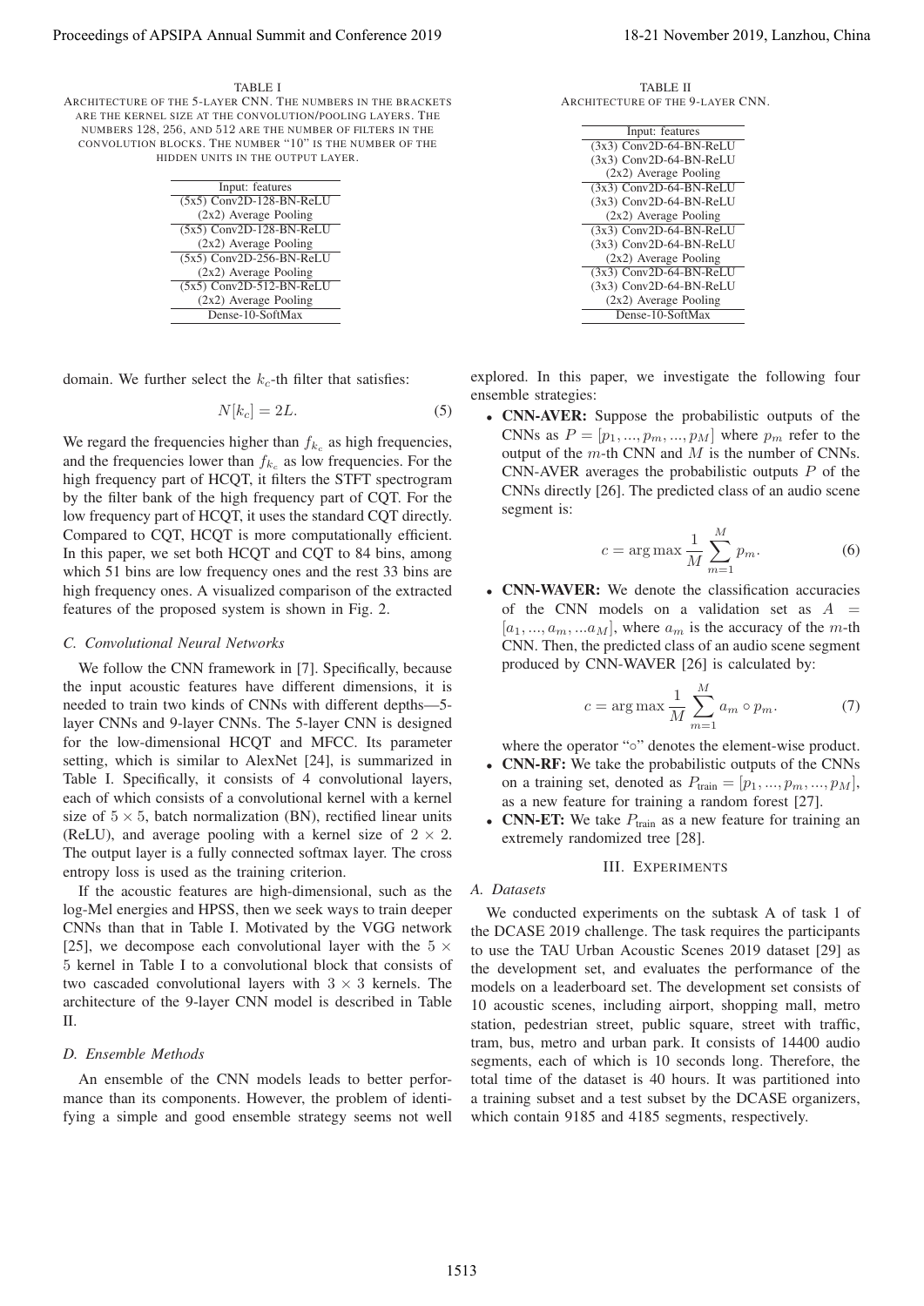TABLE I
ARCHITECTURE OF THE 5-LAYER CNN. THE NUMBERS IN THE BRACKETS ARE THE KERNEL SIZE AT THE CONVOLUTION/POOLING LAYERS. THE NUMBERS 128, 256, AND 512 ARE THE NUMBER OF FILTERS IN THE CONVOLUTION BLOCKS. THE NUMBER "10" IS THE NUMBER OF THE HIDDEN UNITS IN THE OUTPUT LAYER.

| Input: features |
|---|
| (5x5) Conv2D-128-BN-ReLU |
| (2x2) Average Pooling |
| (5x5) Conv2D-128-BN-ReLU |
| (2x2) Average Pooling |
| (5x5) Conv2D-256-BN-ReLU |
| (2x2) Average Pooling |
| (5x5) Conv2D-512-BN-ReLU |
| (2x2) Average Pooling |
| Dense-10-SoftMax |

TABLE II
ARCHITECTURE OF THE 9-LAYER CNN.

| Input: features |
|---|
| (3x3) Conv2D-64-BN-ReLU |
| (3x3) Conv2D-64-BN-ReLU |
| (2x2) Average Pooling |
| (3x3) Conv2D-64-BN-ReLU |
| (3x3) Conv2D-64-BN-ReLU |
| (2x2) Average Pooling |
| (3x3) Conv2D-64-BN-ReLU |
| (3x3) Conv2D-64-BN-ReLU |
| (2x2) Average Pooling |
| (3x3) Conv2D-64-BN-ReLU |
| (3x3) Conv2D-64-BN-ReLU |
| (2x2) Average Pooling |
| Dense-10-SoftMax |

domain. We further select the $k_c$-th filter that satisfies:

$$N[k_c] = 2L. \tag{5}$$

We regard the frequencies higher than $f_{k_c}$ as high frequencies, and the frequencies lower than $f_{k_c}$ as low frequencies. For the high frequency part of HCQT, it filters the STFT spectrogram by the filter bank of the high frequency part of CQT. For the low frequency part of HCQT, it uses the standard CQT directly. Compared to CQT, HCQT is more computationally efficient. In this paper, we set both HCQT and CQT to 84 bins, among which 51 bins are low frequency ones and the rest 33 bins are high frequency ones. A visualized comparison of the extracted features of the proposed system is shown in Fig. 2.

### C. Convolutional Neural Networks

We follow the CNN framework in [7]. Specifically, because the input acoustic features have different dimensions, it is needed to train two kinds of CNNs with different depths—5-layer CNNs and 9-layer CNNs. The 5-layer CNN is designed for the low-dimensional HCQT and MFCC. Its parameter setting, which is similar to AlexNet [24], is summarized in Table I. Specifically, it consists of 4 convolutional layers, each of which consists of a convolutional kernel with a kernel size of $5 \times 5$, batch normalization (BN), rectified linear units (ReLU), and average pooling with a kernel size of $2 \times 2$. The output layer is a fully connected softmax layer. The cross entropy loss is used as the training criterion.

If the acoustic features are high-dimensional, such as the log-Mel energies and HPSS, then we seek ways to train deeper CNNs than that in Table I. Motivated by the VGG network [25], we decompose each convolutional layer with the $5 \times 5$ kernel in Table I to a convolutional block that consists of two cascaded convolutional layers with $3 \times 3$ kernels. The architecture of the 9-layer CNN model is described in Table II.

### D. Ensemble Methods

An ensemble of the CNN models leads to better performance than its components. However, the problem of identifying a simple and good ensemble strategy seems not well explored. In this paper, we investigate the following four ensemble strategies:

- **CNN-AVER:** Suppose the probabilistic outputs of the CNNs as $P = [p_1, ..., p_m, ..., p_M]$ where $p_m$ refer to the output of the $m$-th CNN and $M$ is the number of CNNs. CNN-AVER averages the probabilistic outputs $P$ of the CNNs directly [26]. The predicted class of an audio scene segment is:

$$c = \arg\max \frac{1}{M} \sum_{m=1}^{M} p_m. \tag{6}$$

- **CNN-WAVER:** We denote the classification accuracies of the CNN models on a validation set as $A = [a_1, ..., a_m, ...a_M]$, where $a_m$ is the accuracy of the $m$-th CNN. Then, the predicted class of an audio scene segment produced by CNN-WAVER [26] is calculated by:

$$c = \arg\max \frac{1}{M} \sum_{m=1}^{M} a_m \circ p_m. \tag{7}$$

  where the operator "$\circ$" denotes the element-wise product.
- **CNN-RF:** We take the probabilistic outputs of the CNNs on a training set, denoted as $P_{\text{train}} = [p_1, ..., p_m, ..., p_M]$, as a new feature for training a random forest [27].
- **CNN-ET:** We take $P_{\text{train}}$ as a new feature for training an extremely randomized tree [28].

## III. EXPERIMENTS

### A. Datasets

We conducted experiments on the subtask A of task 1 of the DCASE 2019 challenge. The task requires the participants to use the TAU Urban Acoustic Scenes 2019 dataset [29] as the development set, and evaluates the performance of the models on a leaderboard set. The development set consists of 10 acoustic scenes, including airport, shopping mall, metro station, pedestrian street, public square, street with traffic, tram, bus, metro and urban park. It consists of 14400 audio segments, each of which is 10 seconds long. Therefore, the total time of the dataset is 40 hours. It was partitioned into a training subset and a test subset by the DCASE organizers, which contain 9185 and 4185 segments, respectively.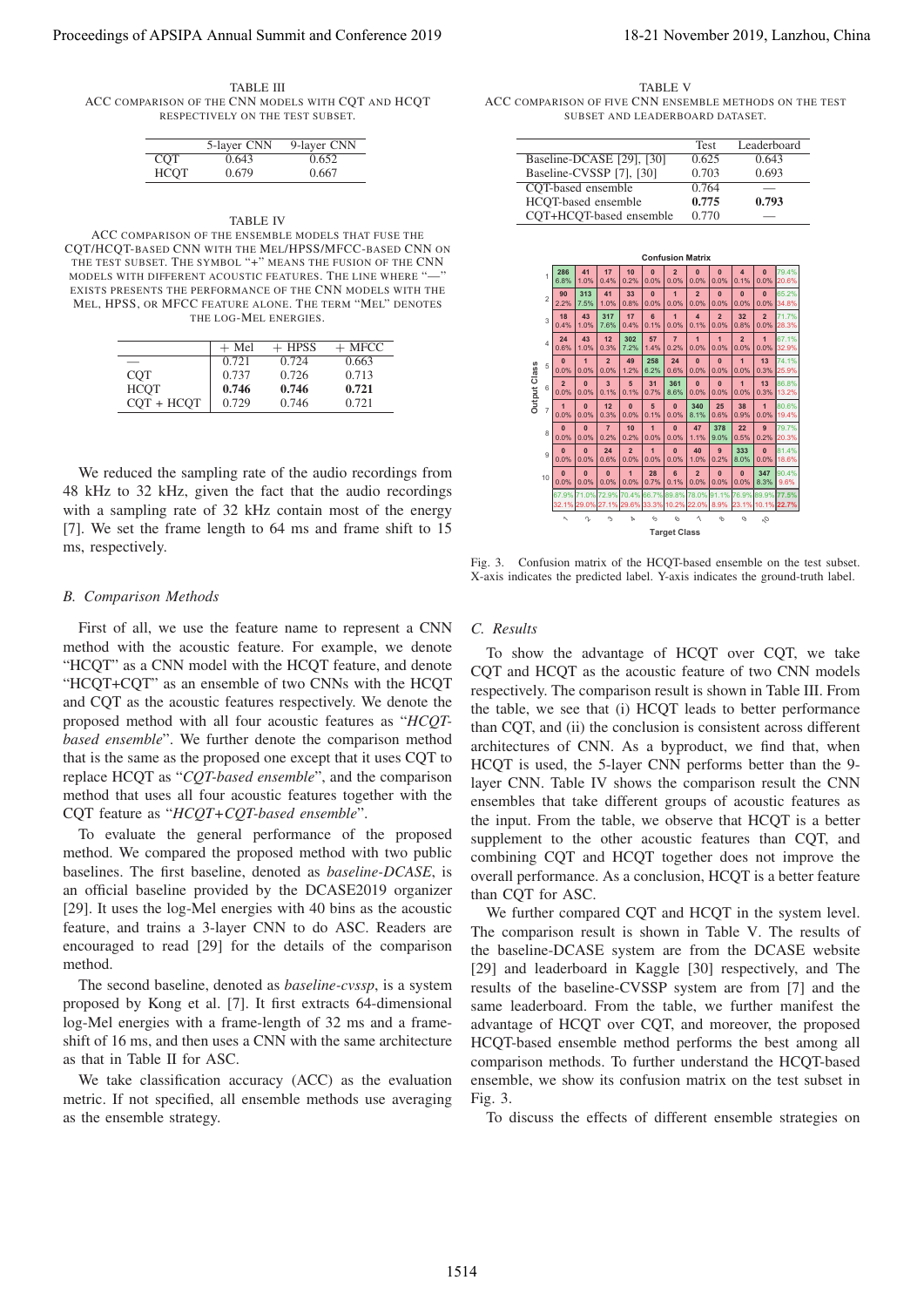TABLE III
ACC comparison of the CNN models with CQT and HCQT respectively on the test subset.

| | 5-layer CNN | 9-layer CNN |
|---|---|---|
| CQT | 0.643 | 0.652 |
| HCQT | 0.679 | 0.667 |

TABLE IV
ACC comparison of the ensemble models that fuse the CQT/HCQT-based CNN with the Mel/HPSS/MFCC-based CNN on the test subset. The symbol "+" means the fusion of the CNN models with different acoustic features. The line where "—" exists presents the performance of the CNN models with the Mel, HPSS, or MFCC feature alone. The term "Mel" denotes the log-Mel energies.

| | + Mel | + HPSS | + MFCC |
|---|---|---|---|
| — | 0.721 | 0.724 | 0.663 |
| CQT | 0.737 | 0.726 | 0.713 |
| HCQT | **0.746** | **0.746** | **0.721** |
| CQT + HCQT | 0.729 | 0.746 | 0.721 |

We reduced the sampling rate of the audio recordings from 48 kHz to 32 kHz, given the fact that the audio recordings with a sampling rate of 32 kHz contain most of the energy [7]. We set the frame length to 64 ms and frame shift to 15 ms, respectively.

### B. Comparison Methods

First of all, we use the feature name to represent a CNN method with the acoustic feature. For example, we denote "HCQT" as a CNN model with the HCQT feature, and denote "HCQT+CQT" as an ensemble of two CNNs with the HCQT and CQT as the acoustic features respectively. We denote the proposed method with all four acoustic features as "*HCQT-based ensemble*". We further denote the comparison method that is the same as the proposed one except that it uses CQT to replace HCQT as "*CQT-based ensemble*", and the comparison method that uses all four acoustic features together with the CQT feature as "*HCQT+CQT-based ensemble*".

To evaluate the general performance of the proposed method. We compared the proposed method with two public baselines. The first baseline, denoted as *baseline-DCASE*, is an official baseline provided by the DCASE2019 organizer [29]. It uses the log-Mel energies with 40 bins as the acoustic feature, and trains a 3-layer CNN to do ASC. Readers are encouraged to read [29] for the details of the comparison method.

The second baseline, denoted as *baseline-cvssp*, is a system proposed by Kong et al. [7]. It first extracts 64-dimensional log-Mel energies with a frame-length of 32 ms and a frame-shift of 16 ms, and then uses a CNN with the same architecture as that in Table II for ASC.

We take classification accuracy (ACC) as the evaluation metric. If not specified, all ensemble methods use averaging as the ensemble strategy.

TABLE V
ACC comparison of five CNN ensemble methods on the test subset and leaderboard dataset.

| | Test | Leaderboard |
|---|---|---|
| Baseline-DCASE [29], [30] | 0.625 | 0.643 |
| Baseline-CVSSP [7], [30] | 0.703 | 0.693 |
| CQT-based ensemble | 0.764 | — |
| HCQT-based ensemble | **0.775** | **0.793** |
| CQT+HCQT-based ensemble | 0.770 | — |

Confusion Matrix

| Output Class \ Target Class | 1 | 2 | 3 | 4 | 5 | 6 | 7 | 8 | 9 | 10 | |
|---|---|---|---|---|---|---|---|---|---|---|---|
| 1 | 286 6.8% | 41 1.0% | 17 0.4% | 10 0.2% | 0 0.0% | 2 0.0% | 0 0.0% | 0 0.0% | 4 0.1% | 0 0.0% | 79.4% 20.6% |
| 2 | 90 2.2% | 313 7.5% | 41 1.0% | 33 0.8% | 0 0.0% | 1 0.0% | 2 0.0% | 0 0.0% | 0 0.0% | 0 0.0% | 65.2% 34.8% |
| 3 | 18 0.4% | 43 1.0% | 317 7.6% | 17 0.4% | 6 0.1% | 1 0.0% | 4 0.1% | 2 0.0% | 32 0.8% | 2 0.0% | 71.7% 28.3% |
| 4 | 24 0.6% | 43 1.0% | 12 0.3% | 302 7.2% | 57 1.4% | 7 0.2% | 1 0.0% | 1 0.0% | 2 0.0% | 1 0.0% | 67.1% 32.9% |
| 5 | 0 0.0% | 1 0.0% | 2 0.0% | 49 1.2% | 258 6.2% | 24 0.6% | 0 0.0% | 0 0.0% | 1 0.0% | 13 0.3% | 74.1% 25.9% |
| 6 | 2 0.0% | 0 0.0% | 3 0.1% | 5 0.1% | 31 0.7% | 361 8.6% | 0 0.0% | 0 0.0% | 1 0.0% | 13 0.3% | 86.8% 13.2% |
| 7 | 1 0.0% | 0 0.0% | 12 0.3% | 0 0.0% | 5 0.1% | 0 0.0% | 340 8.1% | 25 0.6% | 38 0.9% | 1 0.0% | 80.6% 19.4% |
| 8 | 0 0.0% | 0 0.0% | 7 0.2% | 10 0.2% | 1 0.0% | 0 0.0% | 47 1.1% | 378 9.0% | 22 0.5% | 9 0.2% | 79.7% 20.3% |
| 9 | 0 0.0% | 0 0.0% | 24 0.6% | 2 0.0% | 1 0.0% | 0 0.0% | 40 1.0% | 9 0.2% | 333 8.0% | 0 0.0% | 81.4% 18.6% |
| 10 | 0 0.0% | 0 0.0% | 0 0.0% | 1 0.0% | 28 0.7% | 6 0.1% | 2 0.0% | 0 0.0% | 0 0.0% | 347 8.3% | 90.4% 9.6% |
| | 67.9% 32.1% | 71.0% 29.0% | 72.9% 27.1% | 70.4% 29.6% | 66.7% 33.3% | 89.8% 10.2% | 78.0% 22.0% | 91.1% 8.9% | 76.9% 23.1% | 89.9% 10.1% | 77.5% 22.7% |

Fig. 3. Confusion matrix of the HCQT-based ensemble on the test subset. X-axis indicates the predicted label. Y-axis indicates the ground-truth label.

### C. Results

To show the advantage of HCQT over CQT, we take CQT and HCQT as the acoustic feature of two CNN models respectively. The comparison result is shown in Table III. From the table, we see that (i) HCQT leads to better performance than CQT, and (ii) the conclusion is consistent across different architectures of CNN. As a byproduct, we find that, when HCQT is used, the 5-layer CNN performs better than the 9-layer CNN. Table IV shows the comparison result the CNN ensembles that take different groups of acoustic features as the input. From the table, we observe that HCQT is a better supplement to the other acoustic features than CQT, and combining CQT and HCQT together does not improve the overall performance. As a conclusion, HCQT is a better feature than CQT for ASC.

We further compared CQT and HCQT in the system level. The comparison result is shown in Table V. The results of the baseline-DCASE system are from the DCASE website [29] and leaderboard in Kaggle [30] respectively, and The results of the baseline-CVSSP system are from [7] and the same leaderboard. From the table, we further manifest the advantage of HCQT over CQT, and moreover, the proposed HCQT-based ensemble method performs the best among all comparison methods. To further understand the HCQT-based ensemble, we show its confusion matrix on the test subset in Fig. 3.

To discuss the effects of different ensemble strategies on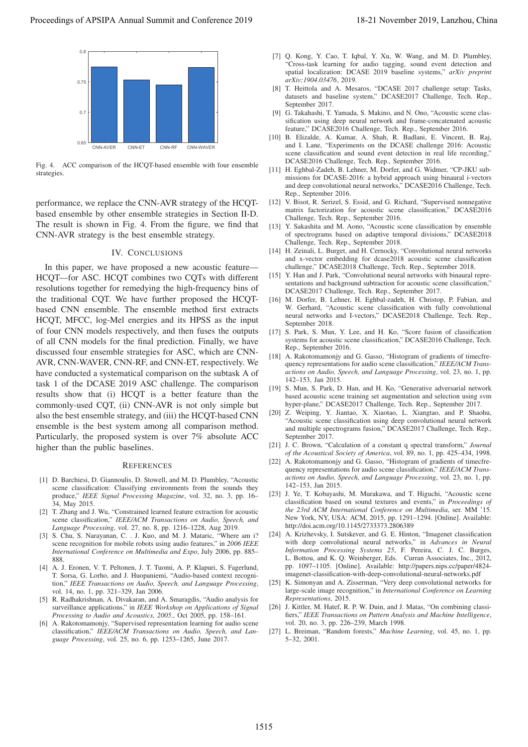Fig. 4. ACC comparison of the HCQT-based ensemble with four ensemble strategies.

performance, we replace the CNN-AVR strategy of the HCQT-based ensemble by other ensemble strategies in Section II-D. The result is shown in Fig. 4. From the figure, we find that CNN-AVR strategy is the best ensemble strategy.

## IV. Conclusions

In this paper, we have proposed a new acoustic feature—HCQT—for ASC. HCQT combines two CQTs with different resolutions together for remedying the high-frequency bins of the traditional CQT. We have further proposed the HCQT-based CNN ensemble. The ensemble method first extracts HCQT, MFCC, log-Mel energies and its HPSS as the input of four CNN models respectively, and then fuses the outputs of all CNN models for the final prediction. Finally, we have discussed four ensemble strategies for ASC, which are CNN-AVR, CNN-WAVER, CNN-RF, and CNN-ET, respectively. We have conducted a systematical comparison on the subtask A of task 1 of the DCASE 2019 ASC challenge. The comparison results show that (i) HCQT is a better feature than the commonly-used CQT, (ii) CNN-AVR is not only simple but also the best ensemble strategy, and (iii) the HCQT-based CNN ensemble is the best system among all comparison method. Particularly, the proposed system is over 7% absolute ACC higher than the public baselines.

## References

[1] D. Barchiesi, D. Giannoulis, D. Stowell, and M. D. Plumbley, "Acoustic scene classification: Classifying environments from the sounds they produce," *IEEE Signal Processing Magazine*, vol. 32, no. 3, pp. 16–34, May 2015.

[2] T. Zhang and J. Wu, "Constrained learned feature extraction for acoustic scene classification," *IEEE/ACM Transactions on Audio, Speech, and Language Processing*, vol. 27, no. 8, pp. 1216–1228, Aug 2019.

[3] S. Chu, S. Narayanan, C. . J. Kuo, and M. J. Mataric, "Where am i? scene recognition for mobile robots using audio features," in *2006 IEEE International Conference on Multimedia and Expo*, July 2006, pp. 885–888.

[4] A. J. Eronen, V. T. Peltonen, J. T. Tuomi, A. P. Klapuri, S. Fagerlund, T. Sorsa, G. Lorho, and J. Huopaniemi, "Audio-based context recognition," *IEEE Transactions on Audio, Speech, and Language Processing*, vol. 14, no. 1, pp. 321–329, Jan 2006.

[5] R. Radhakrishnan, A. Divakaran, and A. Smaragdis, "Audio analysis for surveillance applications," in *IEEE Workshop on Applications of Signal Processing to Audio and Acoustics, 2005.*, Oct 2005, pp. 158–161.

[6] A. Rakotomamonjy, "Supervised representation learning for audio scene classification," *IEEE/ACM Transactions on Audio, Speech, and Language Processing*, vol. 25, no. 6, pp. 1253–1265, June 2017.

[7] Q. Kong, Y. Cao, T. Iqbal, Y. Xu, W. Wang, and M. D. Plumbley, "Cross-task learning for audio tagging, sound event detection and spatial localization: DCASE 2019 baseline systems," *arXiv preprint arXiv:1904.03476*, 2019.

[8] T. Heittola and A. Mesaros, "DCASE 2017 challenge setup: Tasks, datasets and baseline system," DCASE2017 Challenge, Tech. Rep., September 2017.

[9] G. Takahashi, T. Yamada, S. Makino, and N. Ono, "Acoustic scene classification using deep neural network and frame-concatenated acoustic feature," DCASE2016 Challenge, Tech. Rep., September 2016.

[10] B. Elizalde, A. Kumar, A. Shah, R. Badlani, E. Vincent, B. Raj, and I. Lane, "Experiments on the DCASE challenge 2016: Acoustic scene classification and sound event detection in real life recording," DCASE2016 Challenge, Tech. Rep., September 2016.

[11] H. Eghbal-Zadeh, B. Lehner, M. Dorfer, and G. Widmer, "CP-JKU submissions for DCASE-2016: a hybrid approach using binaural i-vectors and deep convolutional neural networks," DCASE2016 Challenge, Tech. Rep., September 2016.

[12] V. Bisot, R. Serizel, S. Essid, and G. Richard, "Supervised nonnegative matrix factorization for acoustic scene classification," DCASE2016 Challenge, Tech. Rep., September 2016.

[13] Y. Sakashita and M. Aono, "Acoustic scene classification by ensemble of spectrograms based on adaptive temporal divisions," DCASE2018 Challenge, Tech. Rep., September 2018.

[14] H. Zeinali, L. Burget, and H. Cernocky, "Convolutional neural networks and x-vector embedding for dcase2018 acoustic scene classification challenge," DCASE2018 Challenge, Tech. Rep., September 2018.

[15] Y. Han and J. Park, "Convolutional neural networks with binaural representations and background subtraction for acoustic scene classification," DCASE2017 Challenge, Tech. Rep., September 2017.

[16] M. Dorfer, B. Lehner, H. Eghbal-zadeh, H. Christop, P. Fabian, and W. Gerhard, "Acoustic scene classification with fully convolutional neural networks and I-vectors," DCASE2018 Challenge, Tech. Rep., September 2018.

[17] S. Park, S. Mun, Y. Lee, and H. Ko, "Score fusion of classification systems for acoustic scene classification," DCASE2016 Challenge, Tech. Rep., September 2016.

[18] A. Rakotomamonjy and G. Gasso, "Histogram of gradients of timecfrequency representations for audio scene classification," *IEEE/ACM Transactions on Audio, Speech, and Language Processing*, vol. 23, no. 1, pp. 142–153, Jan 2015.

[19] S. Mun, S. Park, D. Han, and H. Ko, "Generative adversarial network based acoustic scene training set augmentation and selection using svm hyper-plane," DCASE2017 Challenge, Tech. Rep., September 2017.

[20] Z. Weiping, Y. Jiantao, X. Xiaotao, L. Xiangtao, and P. Shaohu, "Acoustic scene classification using deep convolutional neural network and multiple spectrograms fusion," DCASE2017 Challenge, Tech. Rep., September 2017.

[21] J. C. Brown, "Calculation of a constant q spectral transform," *Journal of the Acoustical Society of America*, vol. 89, no. 1, pp. 425–434, 1998.

[22] A. Rakotomamonjy and G. Gasso, "Histogram of gradients of timecfrequency representations for audio scene classification," *IEEE/ACM Transactions on Audio, Speech, and Language Processing*, vol. 23, no. 1, pp. 142–153, Jan 2015.

[23] J. Ye, T. Kobayashi, M. Murakawa, and T. Higuchi, "Acoustic scene classification based on sound textures and events," in *Proceedings of the 23rd ACM International Conference on Multimedia*, ser. MM '15. New York, NY, USA: ACM, 2015, pp. 1291–1294. [Online]. Available: http://doi.acm.org/10.1145/2733373.2806389

[24] A. Krizhevsky, I. Sutskever, and G. E. Hinton, "Imagenet classification with deep convolutional neural networks," in *Advances in Neural Information Processing Systems 25*, F. Pereira, C. J. C. Burges, L. Bottou, and K. Q. Weinberger, Eds. Curran Associates, Inc., 2012, pp. 1097–1105. [Online]. Available: http://papers.nips.cc/paper/4824-imagenet-classification-with-deep-convolutional-neural-networks.pdf

[25] K. Simonyan and A. Zisserman, "Very deep convolutional networks for large-scale image recognition," in *International Conference on Learning Representations*, 2015.

[26] J. Kittler, M. Hatef, R. P. W. Duin, and J. Matas, "On combining classifiers," *IEEE Transactions on Pattern Analysis and Machine Intelligence*, vol. 20, no. 3, pp. 226–239, March 1998.

[27] L. Breiman, "Random forests," *Machine Learning*, vol. 45, no. 1, pp. 5–32, 2001.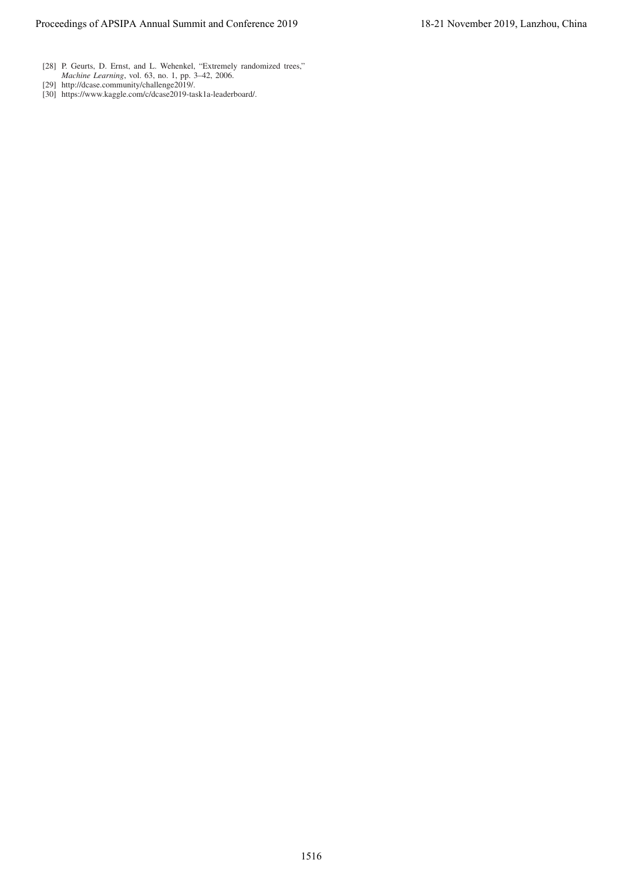[28] P. Geurts, D. Ernst, and L. Wehenkel, "Extremely randomized trees," *Machine Learning*, vol. 63, no. 1, pp. 3–42, 2006.

[29] http://dcase.community/challenge2019/.

[30] https://www.kaggle.com/c/dcase2019-task1a-leaderboard/.